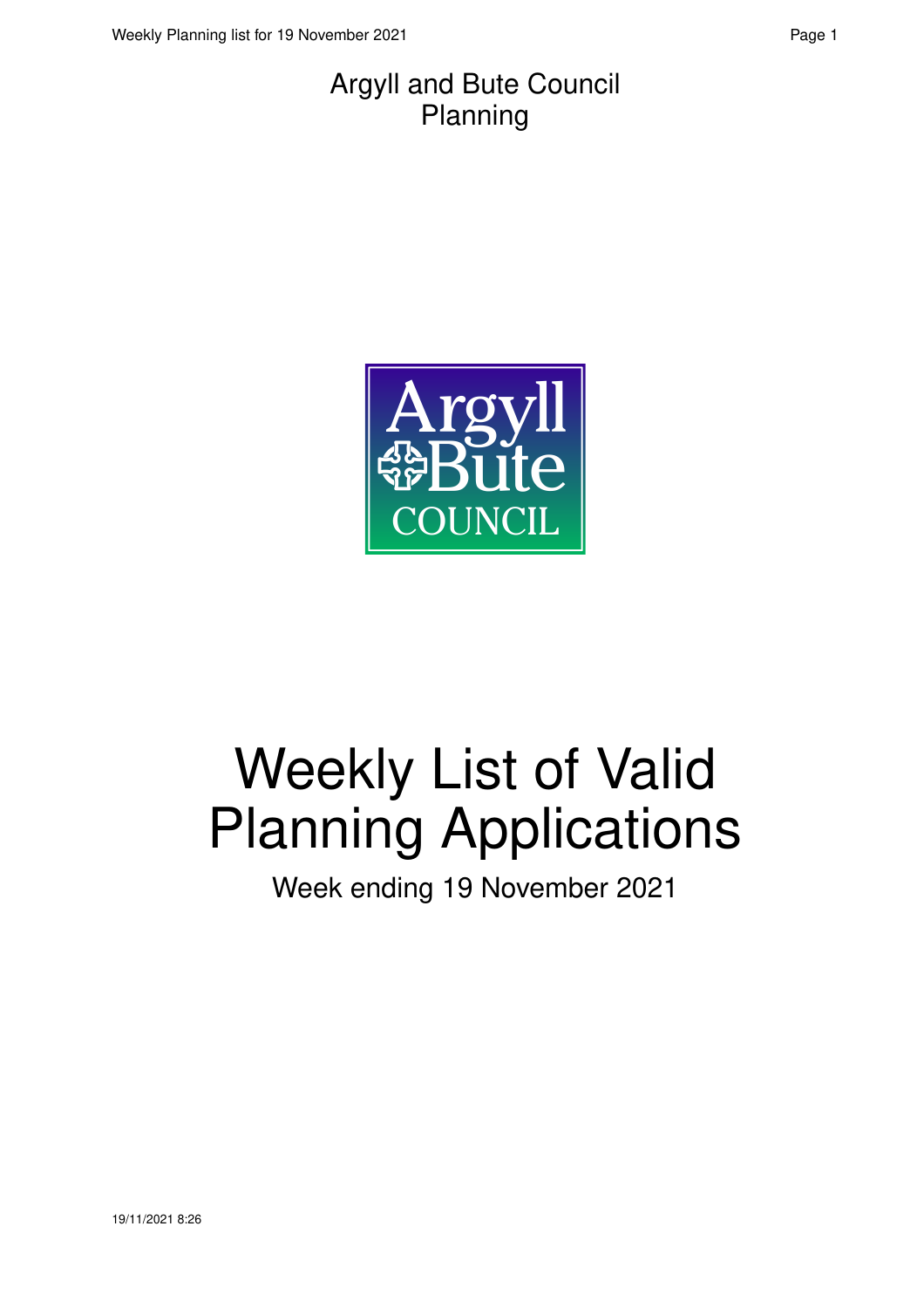Argyll and Bute Council
Planning

# Weekly List of Valid Planning Applications

Week ending 19 November 2021

19/11/2021 8:26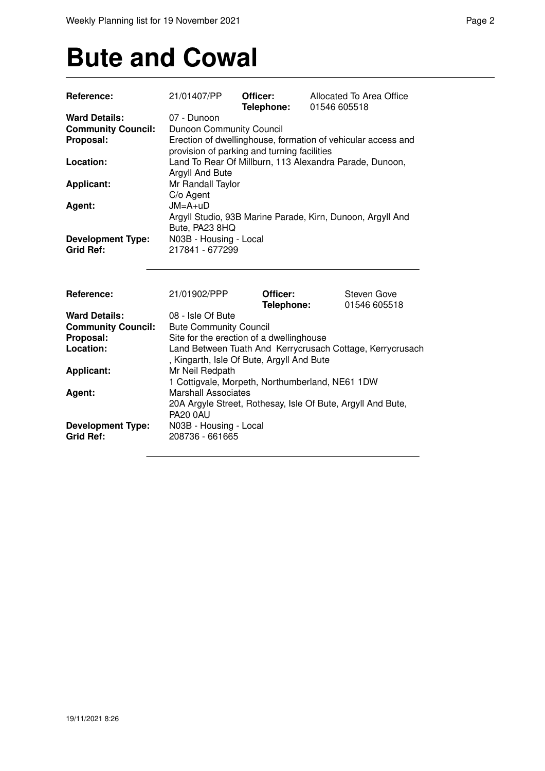# Bute and Cowal

| | | | |
|---|---|---|---|
| **Reference:** | 21/01407/PP | **Officer:** **Telephone:** | Allocated To Area Office 01546 605518 |
| **Ward Details:** | 07 - Dunoon | | |
| **Community Council:** | Dunoon Community Council | | |
| **Proposal:** | Erection of dwellinghouse, formation of vehicular access and provision of parking and turning facilities | | |
| **Location:** | Land To Rear Of Millburn, 113 Alexandra Parade, Dunoon, Argyll And Bute | | |
| **Applicant:** | Mr Randall Taylor C/o Agent | | |
| **Agent:** | JM=A+uD Argyll Studio, 93B Marine Parade, Kirn, Dunoon, Argyll And Bute, PA23 8HQ | | |
| **Development Type:** | N03B - Housing - Local | | |
| **Grid Ref:** | 217841 - 677299 | | |

---

| | | | |
|---|---|---|---|
| **Reference:** | 21/01902/PPP | **Officer:** **Telephone:** | Steven Gove 01546 605518 |
| **Ward Details:** | 08 - Isle Of Bute | | |
| **Community Council:** | Bute Community Council | | |
| **Proposal:** | Site for the erection of a dwellinghouse | | |
| **Location:** | Land Between Tuath And Kerrycrusach Cottage, Kerrycrusach , Kingarth, Isle Of Bute, Argyll And Bute | | |
| **Applicant:** | Mr Neil Redpath 1 Cottigvale, Morpeth, Northumberland, NE61 1DW | | |
| **Agent:** | Marshall Associates 20A Argyle Street, Rothesay, Isle Of Bute, Argyll And Bute, PA20 0AU | | |
| **Development Type:** | N03B - Housing - Local | | |
| **Grid Ref:** | 208736 - 661665 | | |

---

19/11/2021 8:26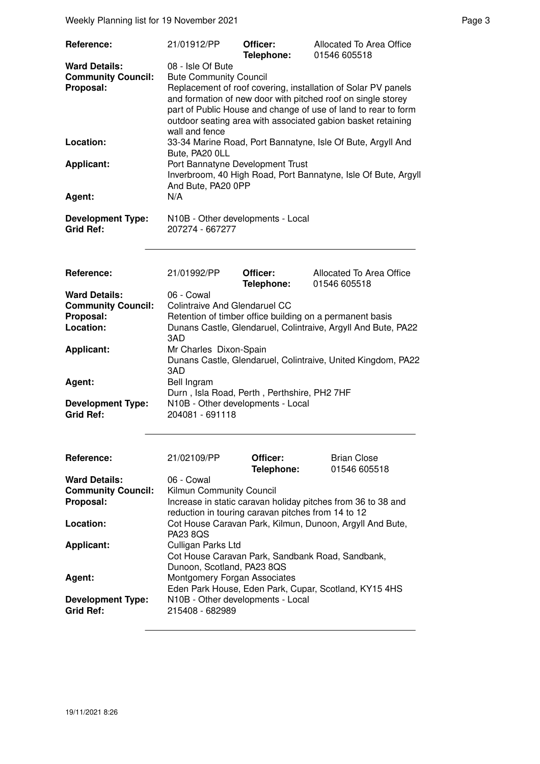| | | | |
|---|---|---|---|
| **Reference:** | 21/01912/PP | **Officer:** **Telephone:** | Allocated To Area Office 01546 605518 |
| **Ward Details:** | 08 - Isle Of Bute | | |
| **Community Council:** | Bute Community Council | | |
| **Proposal:** | Replacement of roof covering, installation of Solar PV panels and formation of new door with pitched roof on single storey part of Public House and change of use of land to rear to form outdoor seating area with associated gabion basket retaining wall and fence | | |
| **Location:** | 33-34 Marine Road, Port Bannatyne, Isle Of Bute, Argyll And Bute, PA20 0LL | | |
| **Applicant:** | Port Bannatyne Development Trust<br>Inverbroom, 40 High Road, Port Bannatyne, Isle Of Bute, Argyll And Bute, PA20 0PP | | |
| **Agent:** | N/A | | |
| **Development Type:** | N10B - Other developments - Local | | |
| **Grid Ref:** | 207274 - 667277 | | |

| | | | |
|---|---|---|---|
| **Reference:** | 21/01992/PP | **Officer:** **Telephone:** | Allocated To Area Office 01546 605518 |
| **Ward Details:** | 06 - Cowal | | |
| **Community Council:** | Colintraive And Glendaruel CC | | |
| **Proposal:** | Retention of timber office building on a permanent basis | | |
| **Location:** | Dunans Castle, Glendaruel, Colintraive, Argyll And Bute, PA22 3AD | | |
| **Applicant:** | Mr Charles Dixon-Spain<br>Dunans Castle, Glendaruel, Colintraive, United Kingdom, PA22 3AD | | |
| **Agent:** | Bell Ingram<br>Durn , Isla Road, Perth , Perthshire, PH2 7HF | | |
| **Development Type:** | N10B - Other developments - Local | | |
| **Grid Ref:** | 204081 - 691118 | | |

| | | | |
|---|---|---|---|
| **Reference:** | 21/02109/PP | **Officer:** **Telephone:** | Brian Close 01546 605518 |
| **Ward Details:** | 06 - Cowal | | |
| **Community Council:** | Kilmun Community Council | | |
| **Proposal:** | Increase in static caravan holiday pitches from 36 to 38 and reduction in touring caravan pitches from 14 to 12 | | |
| **Location:** | Cot House Caravan Park, Kilmun, Dunoon, Argyll And Bute, PA23 8QS | | |
| **Applicant:** | Culligan Parks Ltd<br>Cot House Caravan Park, Sandbank Road, Sandbank, Dunoon, Scotland, PA23 8QS | | |
| **Agent:** | Montgomery Forgan Associates<br>Eden Park House, Eden Park, Cupar, Scotland, KY15 4HS | | |
| **Development Type:** | N10B - Other developments - Local | | |
| **Grid Ref:** | 215408 - 682989 | | |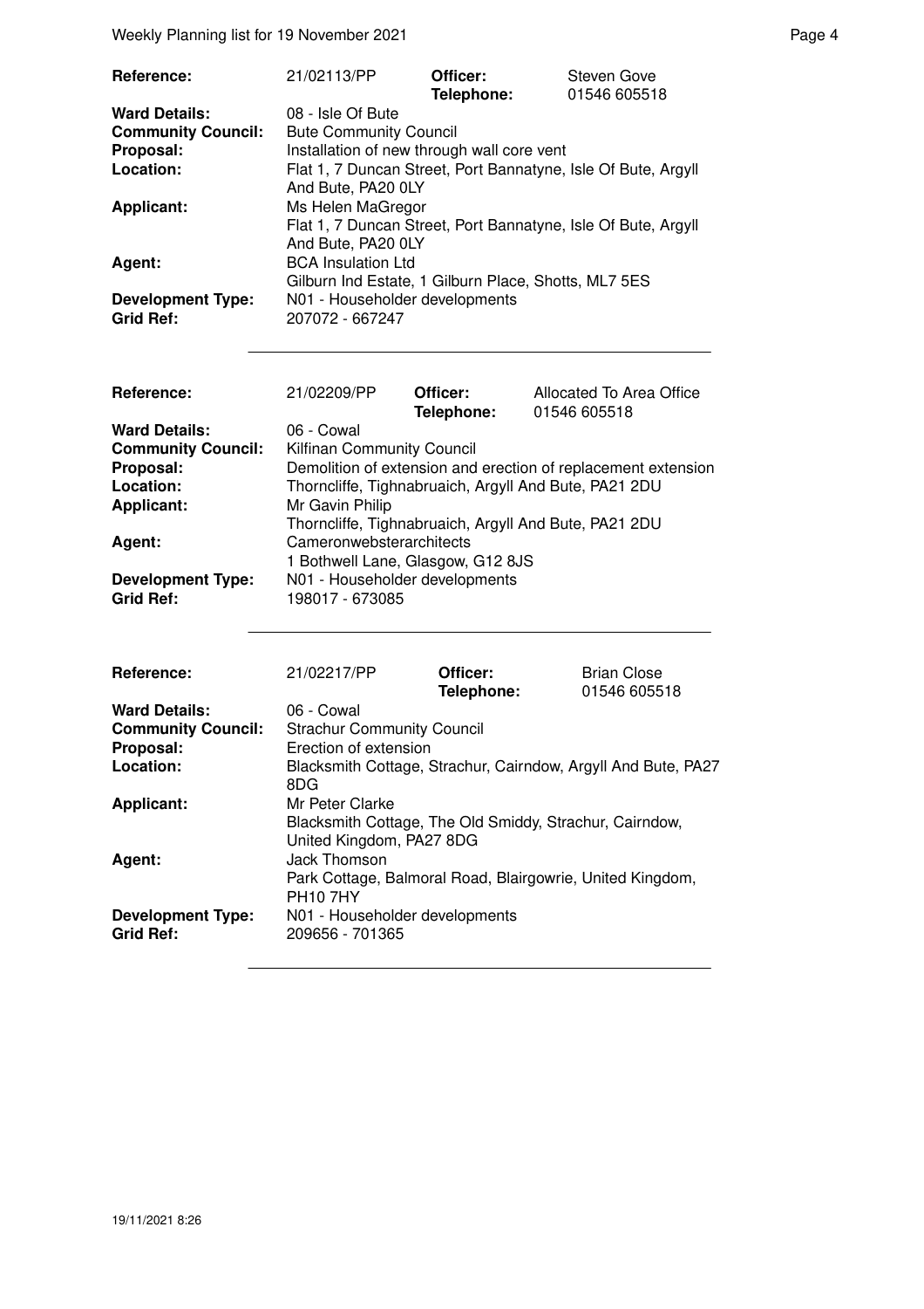| | | | |
|---|---|---|---|
| **Reference:** | 21/02113/PP | **Officer:** **Telephone:** | Steven Gove 01546 605518 |
| **Ward Details:** | 08 - Isle Of Bute | | |
| **Community Council:** | Bute Community Council | | |
| **Proposal:** | Installation of new through wall core vent | | |
| **Location:** | Flat 1, 7 Duncan Street, Port Bannatyne, Isle Of Bute, Argyll And Bute, PA20 0LY | | |
| **Applicant:** | Ms Helen MaGregor Flat 1, 7 Duncan Street, Port Bannatyne, Isle Of Bute, Argyll And Bute, PA20 0LY | | |
| **Agent:** | BCA Insulation Ltd Gilburn Ind Estate, 1 Gilburn Place, Shotts, ML7 5ES | | |
| **Development Type:** | N01 - Householder developments | | |
| **Grid Ref:** | 207072 - 667247 | | |

| | | | |
|---|---|---|---|
| **Reference:** | 21/02209/PP | **Officer:** **Telephone:** | Allocated To Area Office 01546 605518 |
| **Ward Details:** | 06 - Cowal | | |
| **Community Council:** | Kilfinan Community Council | | |
| **Proposal:** | Demolition of extension and erection of replacement extension | | |
| **Location:** | Thorncliffe, Tighnabruaich, Argyll And Bute, PA21 2DU | | |
| **Applicant:** | Mr Gavin Philip Thorncliffe, Tighnabruaich, Argyll And Bute, PA21 2DU | | |
| **Agent:** | Cameronwebsterarchitects 1 Bothwell Lane, Glasgow, G12 8JS | | |
| **Development Type:** | N01 - Householder developments | | |
| **Grid Ref:** | 198017 - 673085 | | |

| | | | |
|---|---|---|---|
| **Reference:** | 21/02217/PP | **Officer:** **Telephone:** | Brian Close 01546 605518 |
| **Ward Details:** | 06 - Cowal | | |
| **Community Council:** | Strachur Community Council | | |
| **Proposal:** | Erection of extension | | |
| **Location:** | Blacksmith Cottage, Strachur, Cairndow, Argyll And Bute, PA27 8DG | | |
| **Applicant:** | Mr Peter Clarke Blacksmith Cottage, The Old Smiddy, Strachur, Cairndow, United Kingdom, PA27 8DG | | |
| **Agent:** | Jack Thomson Park Cottage, Balmoral Road, Blairgowrie, United Kingdom, PH10 7HY | | |
| **Development Type:** | N01 - Householder developments | | |
| **Grid Ref:** | 209656 - 701365 | | |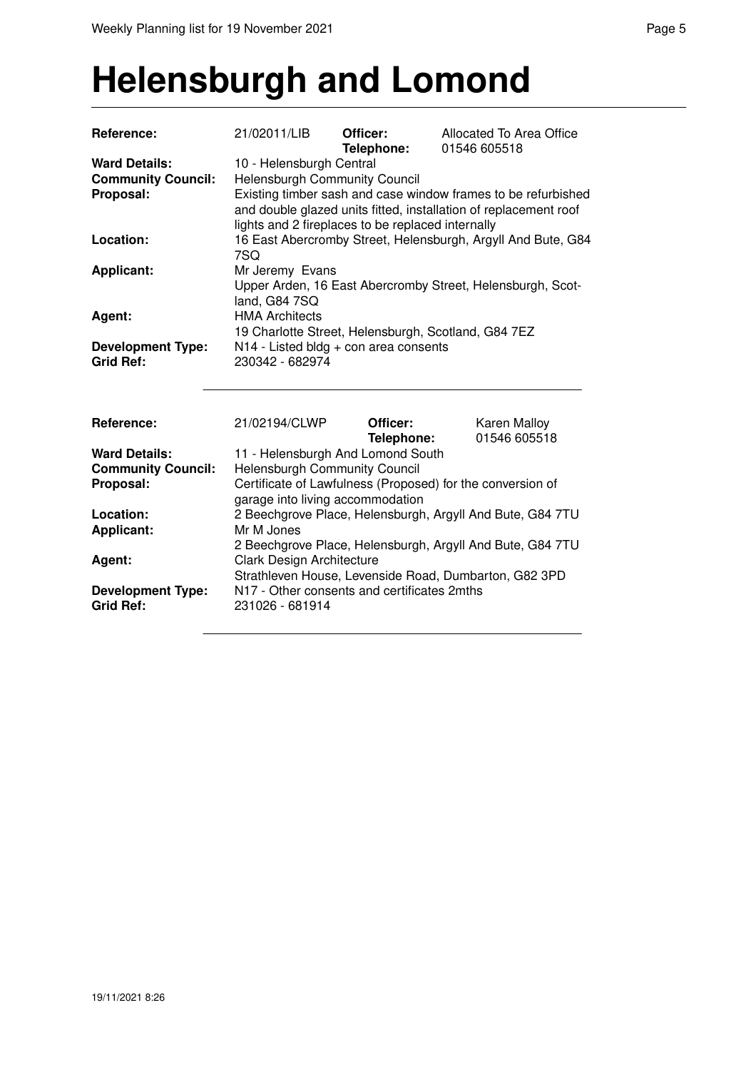# Helensburgh and Lomond

| | | | |
|---|---|---|---|
| **Reference:** | 21/02011/LIB | **Officer:** **Telephone:** | Allocated To Area Office 01546 605518 |
| **Ward Details:** | 10 - Helensburgh Central | | |
| **Community Council:** | Helensburgh Community Council | | |
| **Proposal:** | Existing timber sash and case window frames to be refurbished and double glazed units fitted, installation of replacement roof lights and 2 fireplaces to be replaced internally | | |
| **Location:** | 16 East Abercromby Street, Helensburgh, Argyll And Bute, G84 7SQ | | |
| **Applicant:** | Mr Jeremy Evans Upper Arden, 16 East Abercromby Street, Helensburgh, Scotland, G84 7SQ | | |
| **Agent:** | HMA Architects 19 Charlotte Street, Helensburgh, Scotland, G84 7EZ | | |
| **Development Type:** | N14 - Listed bldg + con area consents | | |
| **Grid Ref:** | 230342 - 682974 | | |

| | | | |
|---|---|---|---|
| **Reference:** | 21/02194/CLWP | **Officer:** **Telephone:** | Karen Malloy 01546 605518 |
| **Ward Details:** | 11 - Helensburgh And Lomond South | | |
| **Community Council:** | Helensburgh Community Council | | |
| **Proposal:** | Certificate of Lawfulness (Proposed) for the conversion of garage into living accommodation | | |
| **Location:** | 2 Beechgrove Place, Helensburgh, Argyll And Bute, G84 7TU | | |
| **Applicant:** | Mr M Jones 2 Beechgrove Place, Helensburgh, Argyll And Bute, G84 7TU | | |
| **Agent:** | Clark Design Architecture Strathleven House, Levenside Road, Dumbarton, G82 3PD | | |
| **Development Type:** | N17 - Other consents and certificates 2mths | | |
| **Grid Ref:** | 231026 - 681914 | | |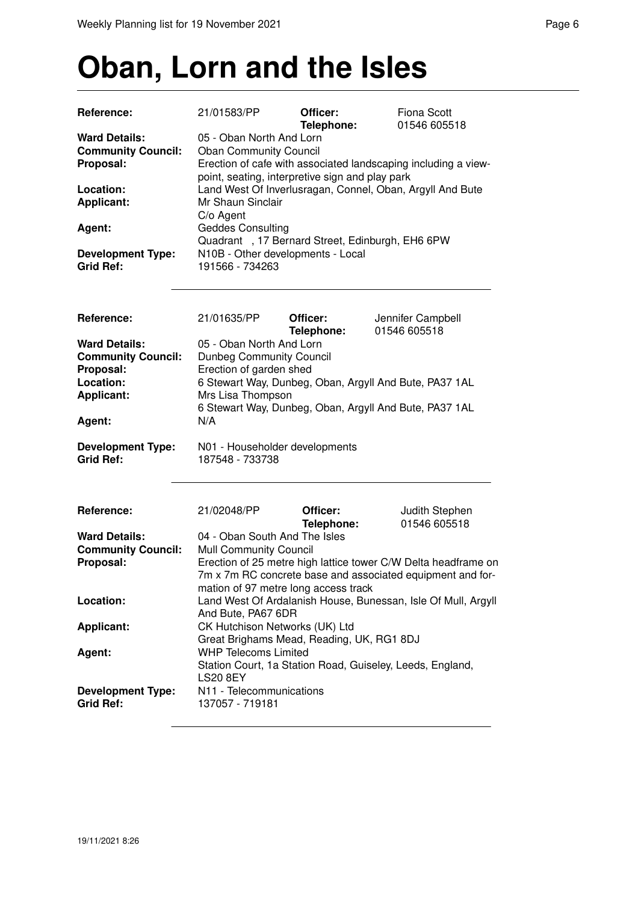# Oban, Lorn and the Isles

| | | | |
|---|---|---|---|
| **Reference:** | 21/01583/PP | **Officer:** | Fiona Scott |
| | | **Telephone:** | 01546 605518 |
| **Ward Details:** | 05 - Oban North And Lorn | | |
| **Community Council:** | Oban Community Council | | |
| **Proposal:** | Erection of cafe with associated landscaping including a view-point, seating, interpretive sign and play park | | |
| **Location:** | Land West Of Inverlusragan, Connel, Oban, Argyll And Bute | | |
| **Applicant:** | Mr Shaun Sinclair<br>C/o Agent | | |
| **Agent:** | Geddes Consulting<br>Quadrant , 17 Bernard Street, Edinburgh, EH6 6PW | | |
| **Development Type:** | N10B - Other developments - Local | | |
| **Grid Ref:** | 191566 - 734263 | | |

---

| | | | |
|---|---|---|---|
| **Reference:** | 21/01635/PP | **Officer:** | Jennifer Campbell |
| | | **Telephone:** | 01546 605518 |
| **Ward Details:** | 05 - Oban North And Lorn | | |
| **Community Council:** | Dunbeg Community Council | | |
| **Proposal:** | Erection of garden shed | | |
| **Location:** | 6 Stewart Way, Dunbeg, Oban, Argyll And Bute, PA37 1AL | | |
| **Applicant:** | Mrs Lisa Thompson<br>6 Stewart Way, Dunbeg, Oban, Argyll And Bute, PA37 1AL | | |
| **Agent:** | N/A | | |
| **Development Type:** | N01 - Householder developments | | |
| **Grid Ref:** | 187548 - 733738 | | |

---

| | | | |
|---|---|---|---|
| **Reference:** | 21/02048/PP | **Officer:** | Judith Stephen |
| | | **Telephone:** | 01546 605518 |
| **Ward Details:** | 04 - Oban South And The Isles | | |
| **Community Council:** | Mull Community Council | | |
| **Proposal:** | Erection of 25 metre high lattice tower C/W Delta headframe on 7m x 7m RC concrete base and associated equipment and formation of 97 metre long access track | | |
| **Location:** | Land West Of Ardalanish House, Bunessan, Isle Of Mull, Argyll And Bute, PA67 6DR | | |
| **Applicant:** | CK Hutchison Networks (UK) Ltd<br>Great Brighams Mead, Reading, UK, RG1 8DJ | | |
| **Agent:** | WHP Telecoms Limited<br>Station Court, 1a Station Road, Guiseley, Leeds, England, LS20 8EY | | |
| **Development Type:** | N11 - Telecommunications | | |
| **Grid Ref:** | 137057 - 719181 | | |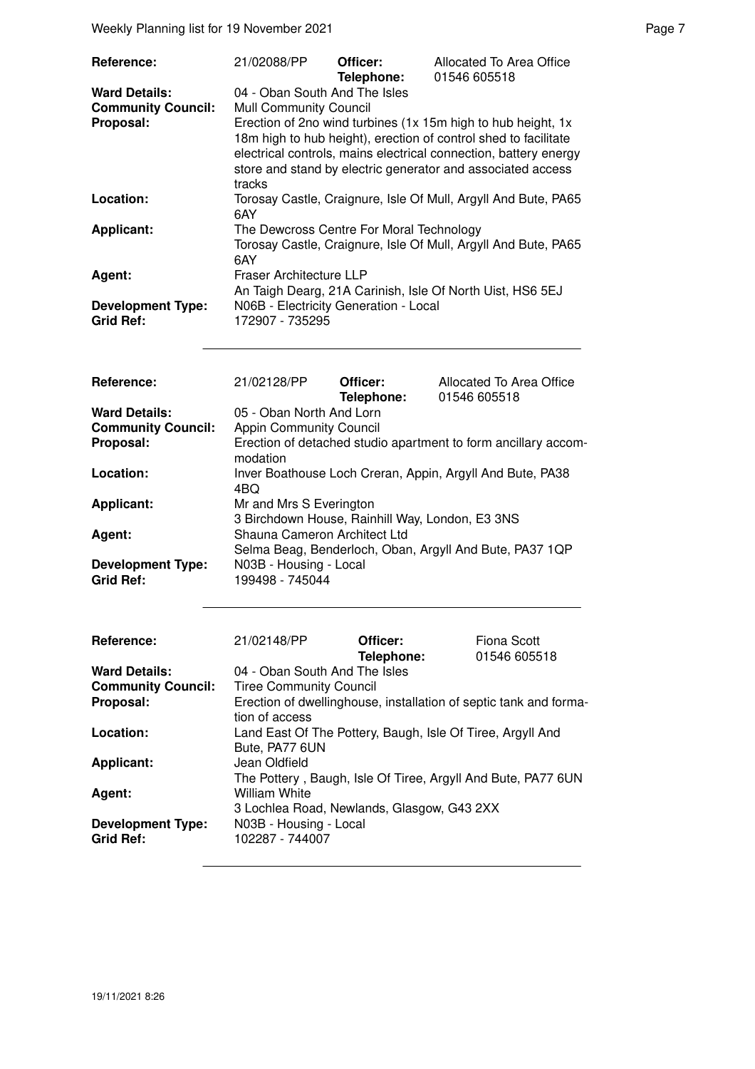| | | | |
|---|---|---|---|
| **Reference:** | 21/02088/PP | **Officer:** **Telephone:** | Allocated To Area Office 01546 605518 |
| **Ward Details:** | 04 - Oban South And The Isles | | |
| **Community Council:** | Mull Community Council | | |
| **Proposal:** | Erection of 2no wind turbines (1x 15m high to hub height, 1x 18m high to hub height), erection of control shed to facilitate electrical controls, mains electrical connection, battery energy store and stand by electric generator and associated access tracks | | |
| **Location:** | Torosay Castle, Craignure, Isle Of Mull, Argyll And Bute, PA65 6AY | | |
| **Applicant:** | The Dewcross Centre For Moral Technology Torosay Castle, Craignure, Isle Of Mull, Argyll And Bute, PA65 6AY | | |
| **Agent:** | Fraser Architecture LLP An Taigh Dearg, 21A Carinish, Isle Of North Uist, HS6 5EJ | | |
| **Development Type:** | N06B - Electricity Generation - Local | | |
| **Grid Ref:** | 172907 - 735295 | | |

| | | | |
|---|---|---|---|
| **Reference:** | 21/02128/PP | **Officer:** **Telephone:** | Allocated To Area Office 01546 605518 |
| **Ward Details:** | 05 - Oban North And Lorn | | |
| **Community Council:** | Appin Community Council | | |
| **Proposal:** | Erection of detached studio apartment to form ancillary accommodation | | |
| **Location:** | Inver Boathouse Loch Creran, Appin, Argyll And Bute, PA38 4BQ | | |
| **Applicant:** | Mr and Mrs S Everington 3 Birchdown House, Rainhill Way, London, E3 3NS | | |
| **Agent:** | Shauna Cameron Architect Ltd Selma Beag, Benderloch, Oban, Argyll And Bute, PA37 1QP | | |
| **Development Type:** | N03B - Housing - Local | | |
| **Grid Ref:** | 199498 - 745044 | | |

| | | | |
|---|---|---|---|
| **Reference:** | 21/02148/PP | **Officer:** **Telephone:** | Fiona Scott 01546 605518 |
| **Ward Details:** | 04 - Oban South And The Isles | | |
| **Community Council:** | Tiree Community Council | | |
| **Proposal:** | Erection of dwellinghouse, installation of septic tank and formation of access | | |
| **Location:** | Land East Of The Pottery, Baugh, Isle Of Tiree, Argyll And Bute, PA77 6UN | | |
| **Applicant:** | Jean Oldfield The Pottery , Baugh, Isle Of Tiree, Argyll And Bute, PA77 6UN | | |
| **Agent:** | William White 3 Lochlea Road, Newlands, Glasgow, G43 2XX | | |
| **Development Type:** | N03B - Housing - Local | | |
| **Grid Ref:** | 102287 - 744007 | | |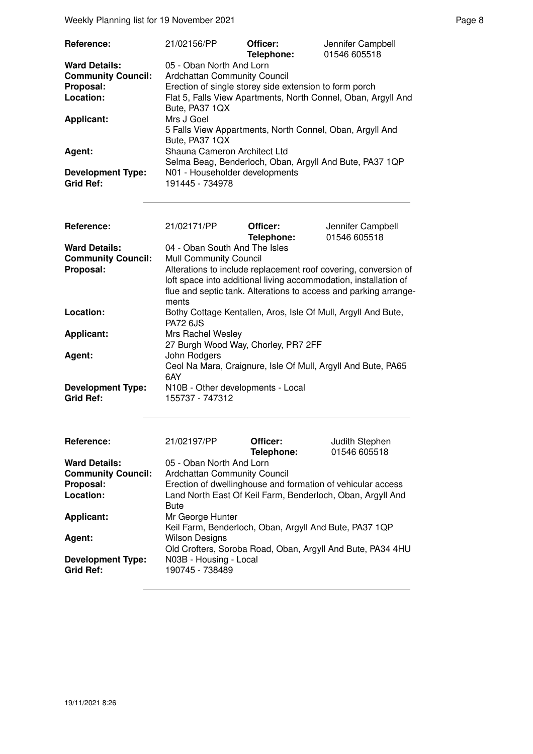| | | | |
|---|---|---|---|
| **Reference:** | 21/02156/PP | **Officer:** **Telephone:** | Jennifer Campbell 01546 605518 |
| **Ward Details:** | 05 - Oban North And Lorn | | |
| **Community Council:** | Ardchattan Community Council | | |
| **Proposal:** | Erection of single storey side extension to form porch | | |
| **Location:** | Flat 5, Falls View Apartments, North Connel, Oban, Argyll And Bute, PA37 1QX | | |
| **Applicant:** | Mrs J Goel<br>5 Falls View Appartments, North Connel, Oban, Argyll And Bute, PA37 1QX | | |
| **Agent:** | Shauna Cameron Architect Ltd<br>Selma Beag, Benderloch, Oban, Argyll And Bute, PA37 1QP | | |
| **Development Type:** | N01 - Householder developments | | |
| **Grid Ref:** | 191445 - 734978 | | |

| | | | |
|---|---|---|---|
| **Reference:** | 21/02171/PP | **Officer:** **Telephone:** | Jennifer Campbell 01546 605518 |
| **Ward Details:** | 04 - Oban South And The Isles | | |
| **Community Council:** | Mull Community Council | | |
| **Proposal:** | Alterations to include replacement roof covering, conversion of loft space into additional living accommodation, installation of flue and septic tank. Alterations to access and parking arrangements | | |
| **Location:** | Bothy Cottage Kentallen, Aros, Isle Of Mull, Argyll And Bute, PA72 6JS | | |
| **Applicant:** | Mrs Rachel Wesley<br>27 Burgh Wood Way, Chorley, PR7 2FF | | |
| **Agent:** | John Rodgers<br>Ceol Na Mara, Craignure, Isle Of Mull, Argyll And Bute, PA65 6AY | | |
| **Development Type:** | N10B - Other developments - Local | | |
| **Grid Ref:** | 155737 - 747312 | | |

| | | | |
|---|---|---|---|
| **Reference:** | 21/02197/PP | **Officer:** **Telephone:** | Judith Stephen 01546 605518 |
| **Ward Details:** | 05 - Oban North And Lorn | | |
| **Community Council:** | Ardchattan Community Council | | |
| **Proposal:** | Erection of dwellinghouse and formation of vehicular access | | |
| **Location:** | Land North East Of Keil Farm, Benderloch, Oban, Argyll And Bute | | |
| **Applicant:** | Mr George Hunter<br>Keil Farm, Benderloch, Oban, Argyll And Bute, PA37 1QP | | |
| **Agent:** | Wilson Designs<br>Old Crofters, Soroba Road, Oban, Argyll And Bute, PA34 4HU | | |
| **Development Type:** | N03B - Housing - Local | | |
| **Grid Ref:** | 190745 - 738489 | | |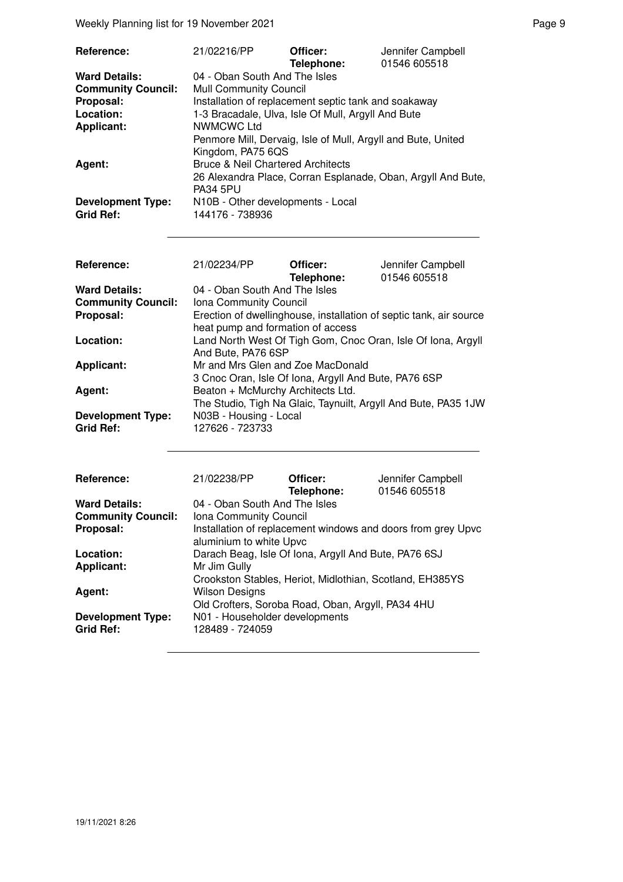| | | | |
|---|---|---|---|
| **Reference:** | 21/02216/PP | **Officer:** **Telephone:** | Jennifer Campbell 01546 605518 |
| **Ward Details:** | 04 - Oban South And The Isles | | |
| **Community Council:** | Mull Community Council | | |
| **Proposal:** | Installation of replacement septic tank and soakaway | | |
| **Location:** | 1-3 Bracadale, Ulva, Isle Of Mull, Argyll And Bute | | |
| **Applicant:** | NWMCWC Ltd<br>Penmore Mill, Dervaig, Isle of Mull, Argyll and Bute, United Kingdom, PA75 6QS | | |
| **Agent:** | Bruce & Neil Chartered Architects<br>26 Alexandra Place, Corran Esplanade, Oban, Argyll And Bute, PA34 5PU | | |
| **Development Type:** | N10B - Other developments - Local | | |
| **Grid Ref:** | 144176 - 738936 | | |

| | | | |
|---|---|---|---|
| **Reference:** | 21/02234/PP | **Officer:** **Telephone:** | Jennifer Campbell 01546 605518 |
| **Ward Details:** | 04 - Oban South And The Isles | | |
| **Community Council:** | Iona Community Council | | |
| **Proposal:** | Erection of dwellinghouse, installation of septic tank, air source heat pump and formation of access | | |
| **Location:** | Land North West Of Tigh Gom, Cnoc Oran, Isle Of Iona, Argyll And Bute, PA76 6SP | | |
| **Applicant:** | Mr and Mrs Glen and Zoe MacDonald<br>3 Cnoc Oran, Isle Of Iona, Argyll And Bute, PA76 6SP | | |
| **Agent:** | Beaton + McMurchy Architects Ltd.<br>The Studio, Tigh Na Glaic, Taynuilt, Argyll And Bute, PA35 1JW | | |
| **Development Type:** | N03B - Housing - Local | | |
| **Grid Ref:** | 127626 - 723733 | | |

| | | | |
|---|---|---|---|
| **Reference:** | 21/02238/PP | **Officer:** **Telephone:** | Jennifer Campbell 01546 605518 |
| **Ward Details:** | 04 - Oban South And The Isles | | |
| **Community Council:** | Iona Community Council | | |
| **Proposal:** | Installation of replacement windows and doors from grey Upvc aluminium to white Upvc | | |
| **Location:** | Darach Beag, Isle Of Iona, Argyll And Bute, PA76 6SJ | | |
| **Applicant:** | Mr Jim Gully<br>Crookston Stables, Heriot, Midlothian, Scotland, EH385YS | | |
| **Agent:** | Wilson Designs<br>Old Crofters, Soroba Road, Oban, Argyll, PA34 4HU | | |
| **Development Type:** | N01 - Householder developments | | |
| **Grid Ref:** | 128489 - 724059 | | |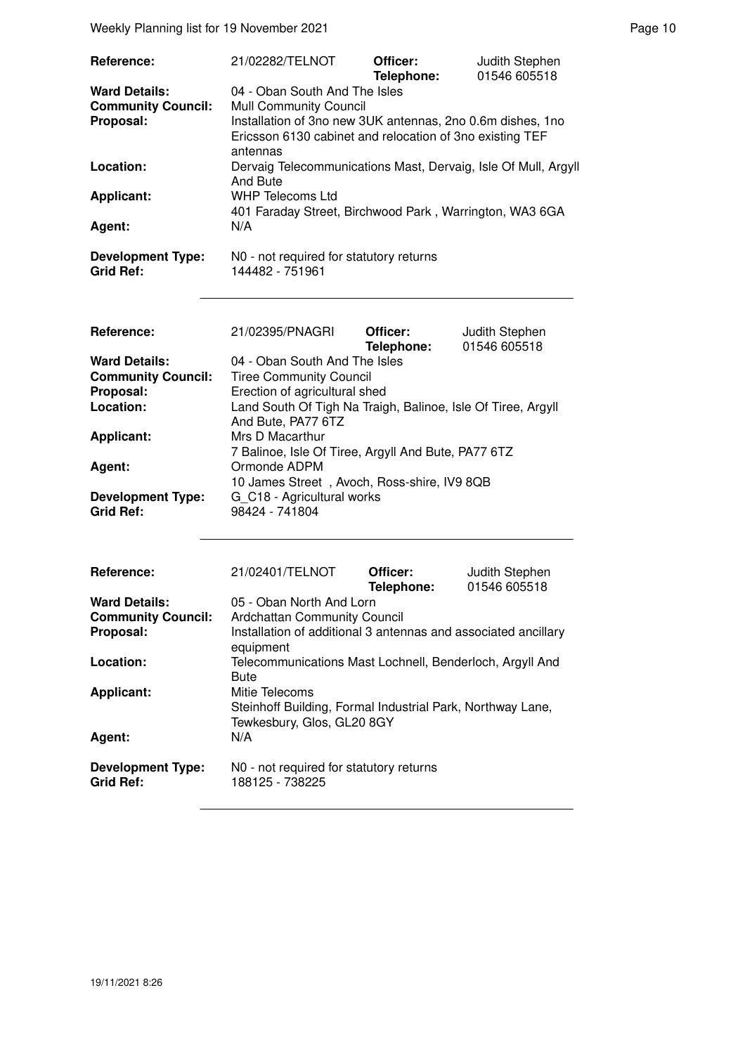| | | | |
|---|---|---|---|
| **Reference:** | 21/02282/TELNOT | **Officer:** **Telephone:** | Judith Stephen 01546 605518 |
| **Ward Details:** | 04 - Oban South And The Isles | | |
| **Community Council:** | Mull Community Council | | |
| **Proposal:** | Installation of 3no new 3UK antennas, 2no 0.6m dishes, 1no Ericsson 6130 cabinet and relocation of 3no existing TEF antennas | | |
| **Location:** | Dervaig Telecommunications Mast, Dervaig, Isle Of Mull, Argyll And Bute | | |
| **Applicant:** | WHP Telecoms Ltd 401 Faraday Street, Birchwood Park , Warrington, WA3 6GA | | |
| **Agent:** | N/A | | |
| **Development Type:** | N0 - not required for statutory returns | | |
| **Grid Ref:** | 144482 - 751961 | | |

| | | | |
|---|---|---|---|
| **Reference:** | 21/02395/PNAGRI | **Officer:** **Telephone:** | Judith Stephen 01546 605518 |
| **Ward Details:** | 04 - Oban South And The Isles | | |
| **Community Council:** | Tiree Community Council | | |
| **Proposal:** | Erection of agricultural shed | | |
| **Location:** | Land South Of Tigh Na Traigh, Balinoe, Isle Of Tiree, Argyll And Bute, PA77 6TZ | | |
| **Applicant:** | Mrs D Macarthur 7 Balinoe, Isle Of Tiree, Argyll And Bute, PA77 6TZ | | |
| **Agent:** | Ormonde ADPM 10 James Street , Avoch, Ross-shire, IV9 8QB | | |
| **Development Type:** | G_C18 - Agricultural works | | |
| **Grid Ref:** | 98424 - 741804 | | |

| | | | |
|---|---|---|---|
| **Reference:** | 21/02401/TELNOT | **Officer:** **Telephone:** | Judith Stephen 01546 605518 |
| **Ward Details:** | 05 - Oban North And Lorn | | |
| **Community Council:** | Ardchattan Community Council | | |
| **Proposal:** | Installation of additional 3 antennas and associated ancillary equipment | | |
| **Location:** | Telecommunications Mast Lochnell, Benderloch, Argyll And Bute | | |
| **Applicant:** | Mitie Telecoms Steinhoff Building, Formal Industrial Park, Northway Lane, Tewkesbury, Glos, GL20 8GY | | |
| **Agent:** | N/A | | |
| **Development Type:** | N0 - not required for statutory returns | | |
| **Grid Ref:** | 188125 - 738225 | | |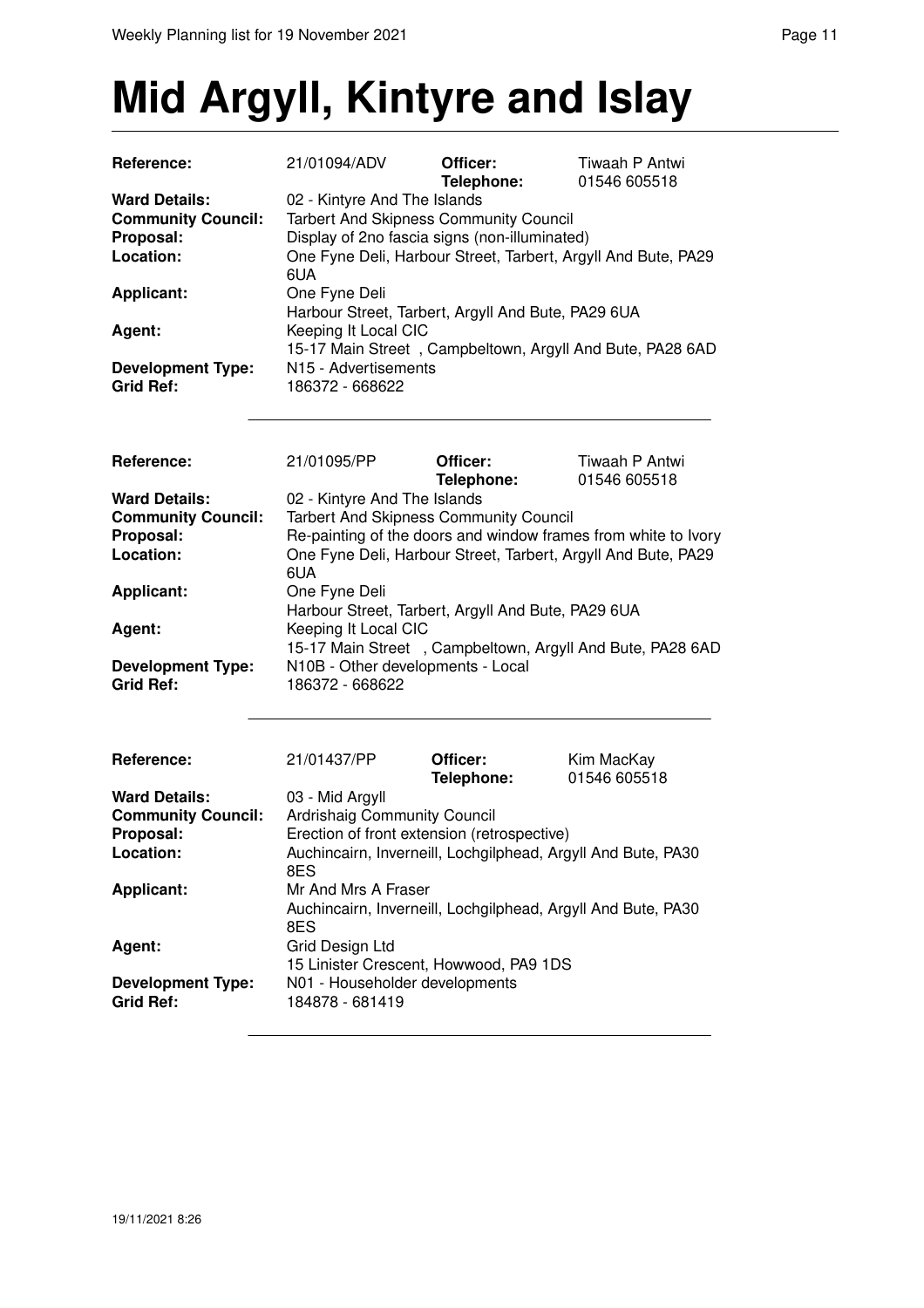# Mid Argyll, Kintyre and Islay

| | | | |
|---|---|---|---|
| **Reference:** | 21/01094/ADV | **Officer:** **Telephone:** | Tiwaah P Antwi 01546 605518 |
| **Ward Details:** | 02 - Kintyre And The Islands | | |
| **Community Council:** | Tarbert And Skipness Community Council | | |
| **Proposal:** | Display of 2no fascia signs (non-illuminated) | | |
| **Location:** | One Fyne Deli, Harbour Street, Tarbert, Argyll And Bute, PA29 6UA | | |
| **Applicant:** | One Fyne Deli<br>Harbour Street, Tarbert, Argyll And Bute, PA29 6UA | | |
| **Agent:** | Keeping It Local CIC<br>15-17 Main Street , Campbeltown, Argyll And Bute, PA28 6AD | | |
| **Development Type:** | N15 - Advertisements | | |
| **Grid Ref:** | 186372 - 668622 | | |

| | | | |
|---|---|---|---|
| **Reference:** | 21/01095/PP | **Officer:** **Telephone:** | Tiwaah P Antwi 01546 605518 |
| **Ward Details:** | 02 - Kintyre And The Islands | | |
| **Community Council:** | Tarbert And Skipness Community Council | | |
| **Proposal:** | Re-painting of the doors and window frames from white to Ivory | | |
| **Location:** | One Fyne Deli, Harbour Street, Tarbert, Argyll And Bute, PA29 6UA | | |
| **Applicant:** | One Fyne Deli<br>Harbour Street, Tarbert, Argyll And Bute, PA29 6UA | | |
| **Agent:** | Keeping It Local CIC<br>15-17 Main Street , Campbeltown, Argyll And Bute, PA28 6AD | | |
| **Development Type:** | N10B - Other developments - Local | | |
| **Grid Ref:** | 186372 - 668622 | | |

| | | | |
|---|---|---|---|
| **Reference:** | 21/01437/PP | **Officer:** **Telephone:** | Kim MacKay 01546 605518 |
| **Ward Details:** | 03 - Mid Argyll | | |
| **Community Council:** | Ardrishaig Community Council | | |
| **Proposal:** | Erection of front extension (retrospective) | | |
| **Location:** | Auchincairn, Inverneill, Lochgilphead, Argyll And Bute, PA30 8ES | | |
| **Applicant:** | Mr And Mrs A Fraser<br>Auchincairn, Inverneill, Lochgilphead, Argyll And Bute, PA30 8ES | | |
| **Agent:** | Grid Design Ltd<br>15 Linister Crescent, Howwood, PA9 1DS | | |
| **Development Type:** | N01 - Householder developments | | |
| **Grid Ref:** | 184878 - 681419 | | |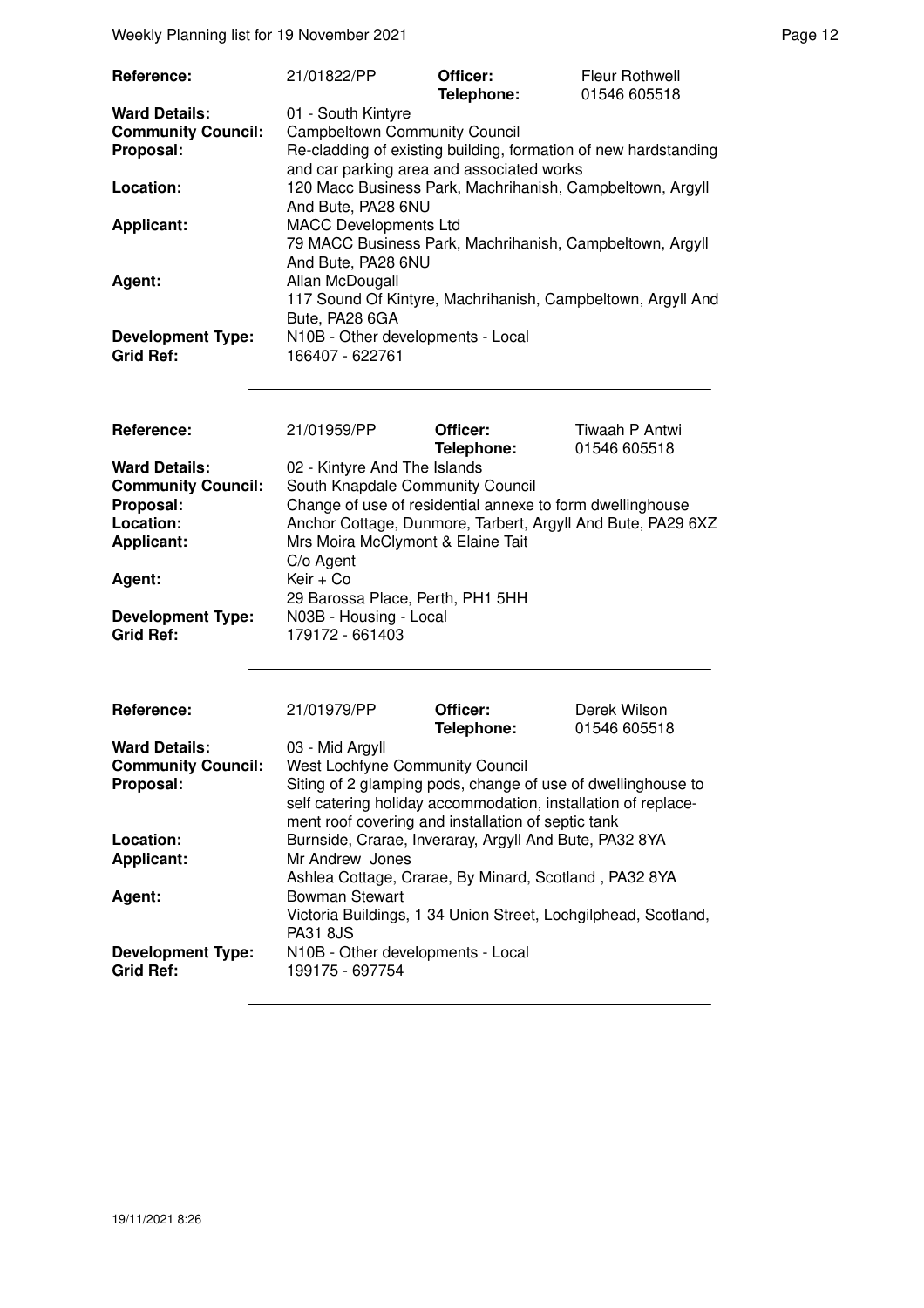| | | | |
|---|---|---|---|
| **Reference:** | 21/01822/PP | **Officer:** **Telephone:** | Fleur Rothwell 01546 605518 |
| **Ward Details:** | 01 - South Kintyre | | |
| **Community Council:** | Campbeltown Community Council | | |
| **Proposal:** | Re-cladding of existing building, formation of new hardstanding and car parking area and associated works | | |
| **Location:** | 120 Macc Business Park, Machrihanish, Campbeltown, Argyll And Bute, PA28 6NU | | |
| **Applicant:** | MACC Developments Ltd 79 MACC Business Park, Machrihanish, Campbeltown, Argyll And Bute, PA28 6NU | | |
| **Agent:** | Allan McDougall 117 Sound Of Kintyre, Machrihanish, Campbeltown, Argyll And Bute, PA28 6GA | | |
| **Development Type:** | N10B - Other developments - Local | | |
| **Grid Ref:** | 166407 - 622761 | | |

| | | | |
|---|---|---|---|
| **Reference:** | 21/01959/PP | **Officer:** **Telephone:** | Tiwaah P Antwi 01546 605518 |
| **Ward Details:** | 02 - Kintyre And The Islands | | |
| **Community Council:** | South Knapdale Community Council | | |
| **Proposal:** | Change of use of residential annexe to form dwellinghouse | | |
| **Location:** | Anchor Cottage, Dunmore, Tarbert, Argyll And Bute, PA29 6XZ | | |
| **Applicant:** | Mrs Moira McClymont & Elaine Tait C/o Agent | | |
| **Agent:** | Keir + Co 29 Barossa Place, Perth, PH1 5HH | | |
| **Development Type:** | N03B - Housing - Local | | |
| **Grid Ref:** | 179172 - 661403 | | |

| | | | |
|---|---|---|---|
| **Reference:** | 21/01979/PP | **Officer:** **Telephone:** | Derek Wilson 01546 605518 |
| **Ward Details:** | 03 - Mid Argyll | | |
| **Community Council:** | West Lochfyne Community Council | | |
| **Proposal:** | Siting of 2 glamping pods, change of use of dwellinghouse to self catering holiday accommodation, installation of replacement roof covering and installation of septic tank | | |
| **Location:** | Burnside, Crarae, Inveraray, Argyll And Bute, PA32 8YA | | |
| **Applicant:** | Mr Andrew Jones Ashlea Cottage, Crarae, By Minard, Scotland , PA32 8YA | | |
| **Agent:** | Bowman Stewart Victoria Buildings, 1 34 Union Street, Lochgilphead, Scotland, PA31 8JS | | |
| **Development Type:** | N10B - Other developments - Local | | |
| **Grid Ref:** | 199175 - 697754 | | |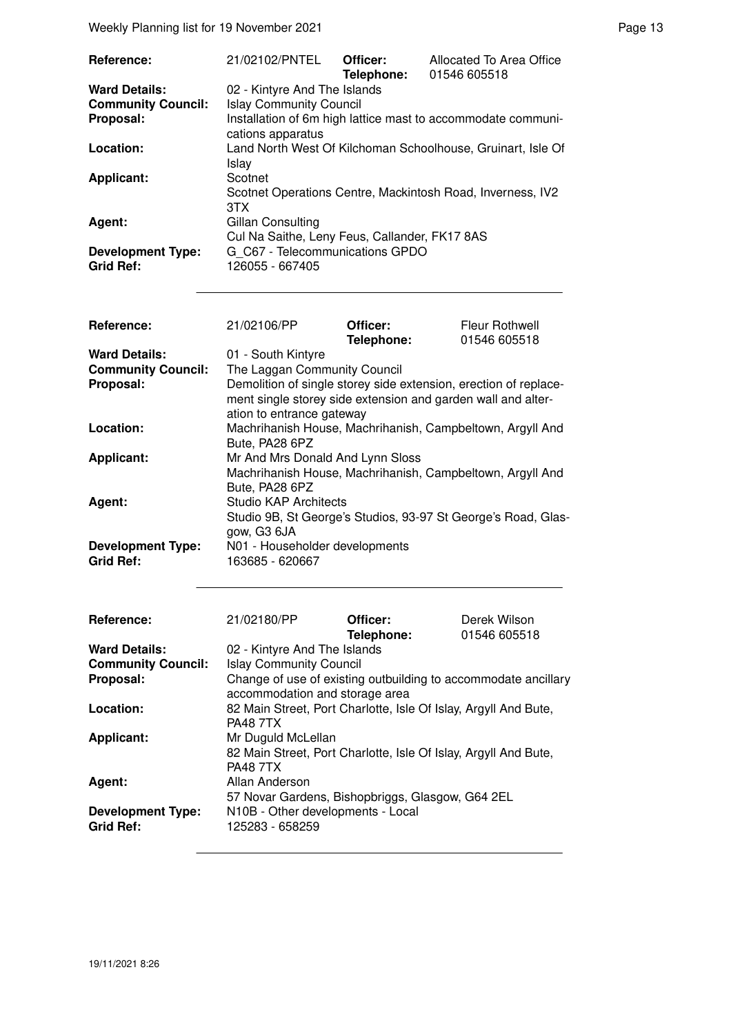| **Reference:** | 21/02102/PNTEL | **Officer:** **Telephone:** | Allocated To Area Office 01546 605518 |
|---|---|---|---|
| **Ward Details:** | 02 - Kintyre And The Islands | | |
| **Community Council:** | Islay Community Council | | |
| **Proposal:** | Installation of 6m high lattice mast to accommodate communications apparatus | | |
| **Location:** | Land North West Of Kilchoman Schoolhouse, Gruinart, Isle Of Islay | | |
| **Applicant:** | Scotnet<br>Scotnet Operations Centre, Mackintosh Road, Inverness, IV2 3TX | | |
| **Agent:** | Gillan Consulting<br>Cul Na Saithe, Leny Feus, Callander, FK17 8AS | | |
| **Development Type:** | G_C67 - Telecommunications GPDO | | |
| **Grid Ref:** | 126055 - 667405 | | |

| **Reference:** | 21/02106/PP | **Officer:** **Telephone:** | Fleur Rothwell 01546 605518 |
|---|---|---|---|
| **Ward Details:** | 01 - South Kintyre | | |
| **Community Council:** | The Laggan Community Council | | |
| **Proposal:** | Demolition of single storey side extension, erection of replacement single storey side extension and garden wall and alteration to entrance gateway | | |
| **Location:** | Machrihanish House, Machrihanish, Campbeltown, Argyll And Bute, PA28 6PZ | | |
| **Applicant:** | Mr And Mrs Donald And Lynn Sloss<br>Machrihanish House, Machrihanish, Campbeltown, Argyll And Bute, PA28 6PZ | | |
| **Agent:** | Studio KAP Architects<br>Studio 9B, St George's Studios, 93-97 St George's Road, Glasgow, G3 6JA | | |
| **Development Type:** | N01 - Householder developments | | |
| **Grid Ref:** | 163685 - 620667 | | |

| **Reference:** | 21/02180/PP | **Officer:** **Telephone:** | Derek Wilson 01546 605518 |
|---|---|---|---|
| **Ward Details:** | 02 - Kintyre And The Islands | | |
| **Community Council:** | Islay Community Council | | |
| **Proposal:** | Change of use of existing outbuilding to accommodate ancillary accommodation and storage area | | |
| **Location:** | 82 Main Street, Port Charlotte, Isle Of Islay, Argyll And Bute, PA48 7TX | | |
| **Applicant:** | Mr Duguld McLellan<br>82 Main Street, Port Charlotte, Isle Of Islay, Argyll And Bute, PA48 7TX | | |
| **Agent:** | Allan Anderson<br>57 Novar Gardens, Bishopbriggs, Glasgow, G64 2EL | | |
| **Development Type:** | N10B - Other developments - Local | | |
| **Grid Ref:** | 125283 - 658259 | | |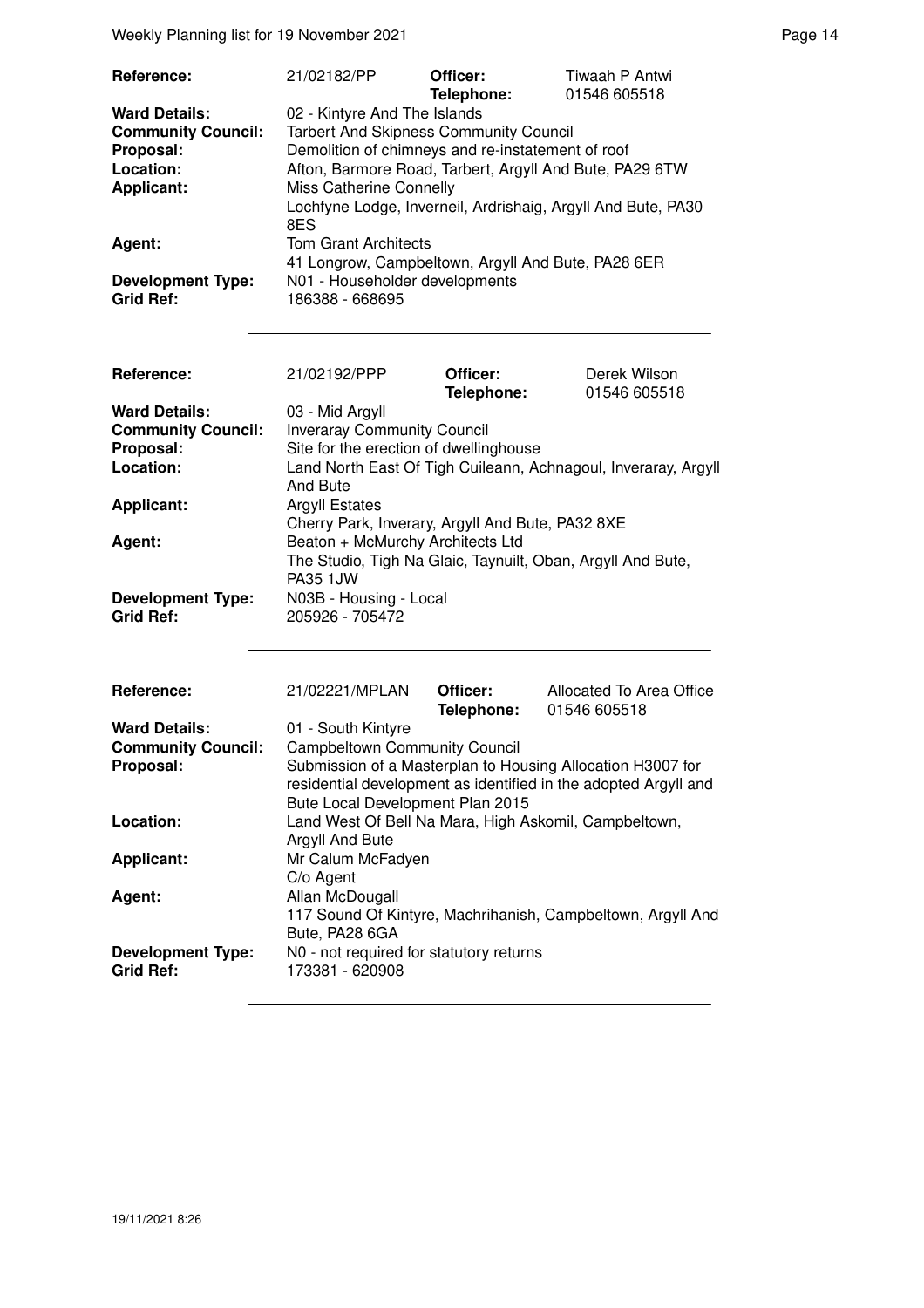| | | | |
|---|---|---|---|
| **Reference:** | 21/02182/PP | **Officer:** | Tiwaah P Antwi |
| | | **Telephone:** | 01546 605518 |
| **Ward Details:** | 02 - Kintyre And The Islands | | |
| **Community Council:** | Tarbert And Skipness Community Council | | |
| **Proposal:** | Demolition of chimneys and re-instatement of roof | | |
| **Location:** | Afton, Barmore Road, Tarbert, Argyll And Bute, PA29 6TW | | |
| **Applicant:** | Miss Catherine Connelly<br>Lochfyne Lodge, Inverneil, Ardrishaig, Argyll And Bute, PA30 8ES | | |
| **Agent:** | Tom Grant Architects<br>41 Longrow, Campbeltown, Argyll And Bute, PA28 6ER | | |
| **Development Type:** | N01 - Householder developments | | |
| **Grid Ref:** | 186388 - 668695 | | |

| | | | |
|---|---|---|---|
| **Reference:** | 21/02192/PPP | **Officer:** | Derek Wilson |
| | | **Telephone:** | 01546 605518 |
| **Ward Details:** | 03 - Mid Argyll | | |
| **Community Council:** | Inveraray Community Council | | |
| **Proposal:** | Site for the erection of dwellinghouse | | |
| **Location:** | Land North East Of Tigh Cuileann, Achnagoul, Inveraray, Argyll And Bute | | |
| **Applicant:** | Argyll Estates<br>Cherry Park, Inverary, Argyll And Bute, PA32 8XE | | |
| **Agent:** | Beaton + McMurchy Architects Ltd<br>The Studio, Tigh Na Glaic, Taynuilt, Oban, Argyll And Bute, PA35 1JW | | |
| **Development Type:** | N03B - Housing - Local | | |
| **Grid Ref:** | 205926 - 705472 | | |

| | | | |
|---|---|---|---|
| **Reference:** | 21/02221/MPLAN | **Officer:** | Allocated To Area Office |
| | | **Telephone:** | 01546 605518 |
| **Ward Details:** | 01 - South Kintyre | | |
| **Community Council:** | Campbeltown Community Council | | |
| **Proposal:** | Submission of a Masterplan to Housing Allocation H3007 for residential development as identified in the adopted Argyll and Bute Local Development Plan 2015 | | |
| **Location:** | Land West Of Bell Na Mara, High Askomil, Campbeltown, Argyll And Bute | | |
| **Applicant:** | Mr Calum McFadyen<br>C/o Agent | | |
| **Agent:** | Allan McDougall<br>117 Sound Of Kintyre, Machrihanish, Campbeltown, Argyll And Bute, PA28 6GA | | |
| **Development Type:** | N0 - not required for statutory returns | | |
| **Grid Ref:** | 173381 - 620908 | | |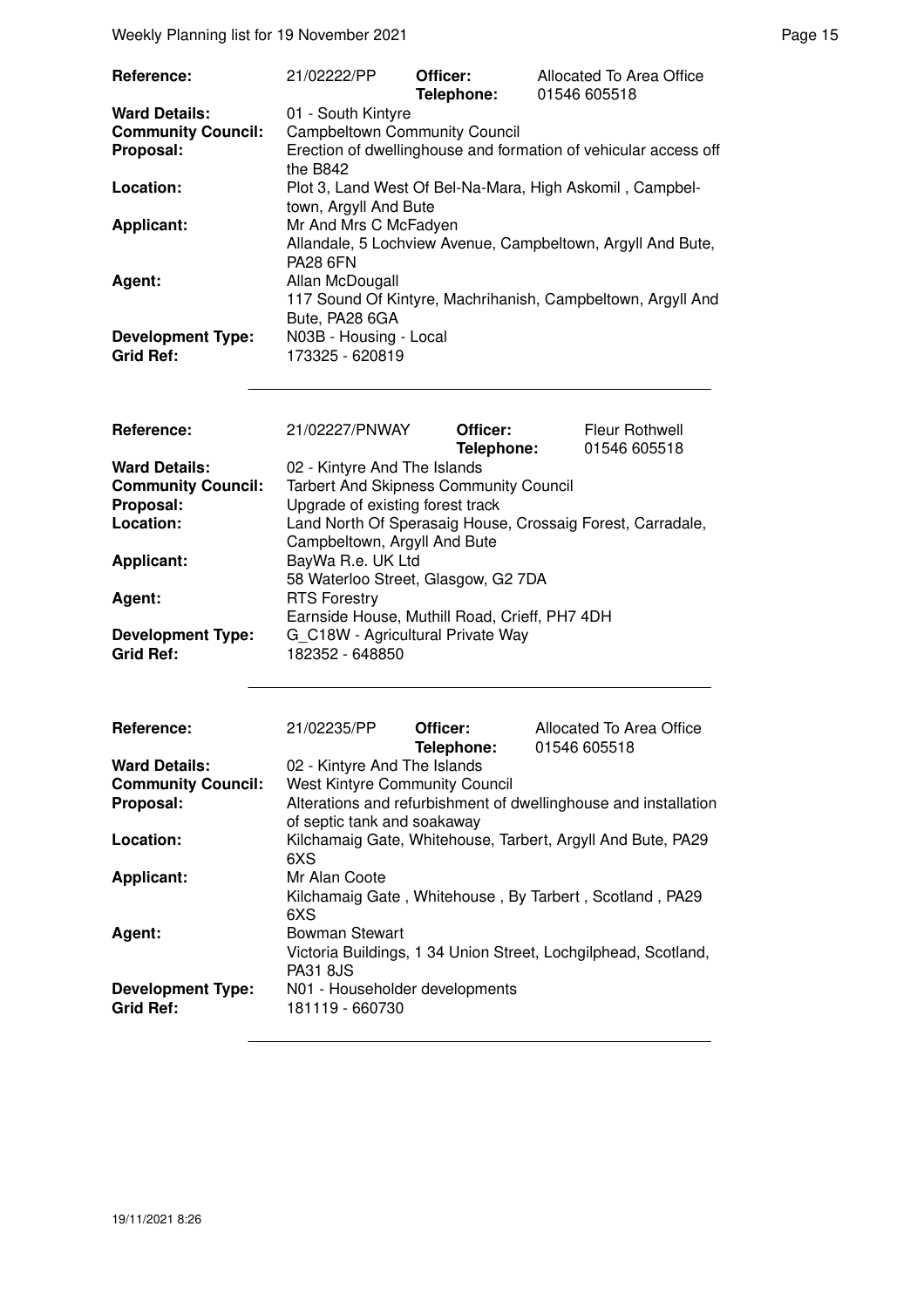| Reference: | 21/02222/PP | Officer: Telephone: | Allocated To Area Office 01546 605518 |
|---|---|---|---|
| Ward Details: | 01 - South Kintyre | | |
| Community Council: | Campbeltown Community Council | | |
| Proposal: | Erection of dwellinghouse and formation of vehicular access off the B842 | | |
| Location: | Plot 3, Land West Of Bel-Na-Mara, High Askomil , Campbeltown, Argyll And Bute | | |
| Applicant: | Mr And Mrs C McFadyen<br>Allandale, 5 Lochview Avenue, Campbeltown, Argyll And Bute, PA28 6FN | | |
| Agent: | Allan McDougall<br>117 Sound Of Kintyre, Machrihanish, Campbeltown, Argyll And Bute, PA28 6GA | | |
| Development Type: | N03B - Housing - Local | | |
| Grid Ref: | 173325 - 620819 | | |

| Reference: | 21/02227/PNWAY | Officer: Telephone: | Fleur Rothwell 01546 605518 |
|---|---|---|---|
| Ward Details: | 02 - Kintyre And The Islands | | |
| Community Council: | Tarbert And Skipness Community Council | | |
| Proposal: | Upgrade of existing forest track | | |
| Location: | Land North Of Sperasaig House, Crossaig Forest, Carradale, Campbeltown, Argyll And Bute | | |
| Applicant: | BayWa R.e. UK Ltd<br>58 Waterloo Street, Glasgow, G2 7DA | | |
| Agent: | RTS Forestry<br>Earnside House, Muthill Road, Crieff, PH7 4DH | | |
| Development Type: | G_C18W - Agricultural Private Way | | |
| Grid Ref: | 182352 - 648850 | | |

| Reference: | 21/02235/PP | Officer: Telephone: | Allocated To Area Office 01546 605518 |
|---|---|---|---|
| Ward Details: | 02 - Kintyre And The Islands | | |
| Community Council: | West Kintyre Community Council | | |
| Proposal: | Alterations and refurbishment of dwellinghouse and installation of septic tank and soakaway | | |
| Location: | Kilchamaig Gate, Whitehouse, Tarbert, Argyll And Bute, PA29 6XS | | |
| Applicant: | Mr Alan Coote<br>Kilchamaig Gate , Whitehouse , By Tarbert , Scotland , PA29 6XS | | |
| Agent: | Bowman Stewart<br>Victoria Buildings, 1 34 Union Street, Lochgilphead, Scotland, PA31 8JS | | |
| Development Type: | N01 - Householder developments | | |
| Grid Ref: | 181119 - 660730 | | |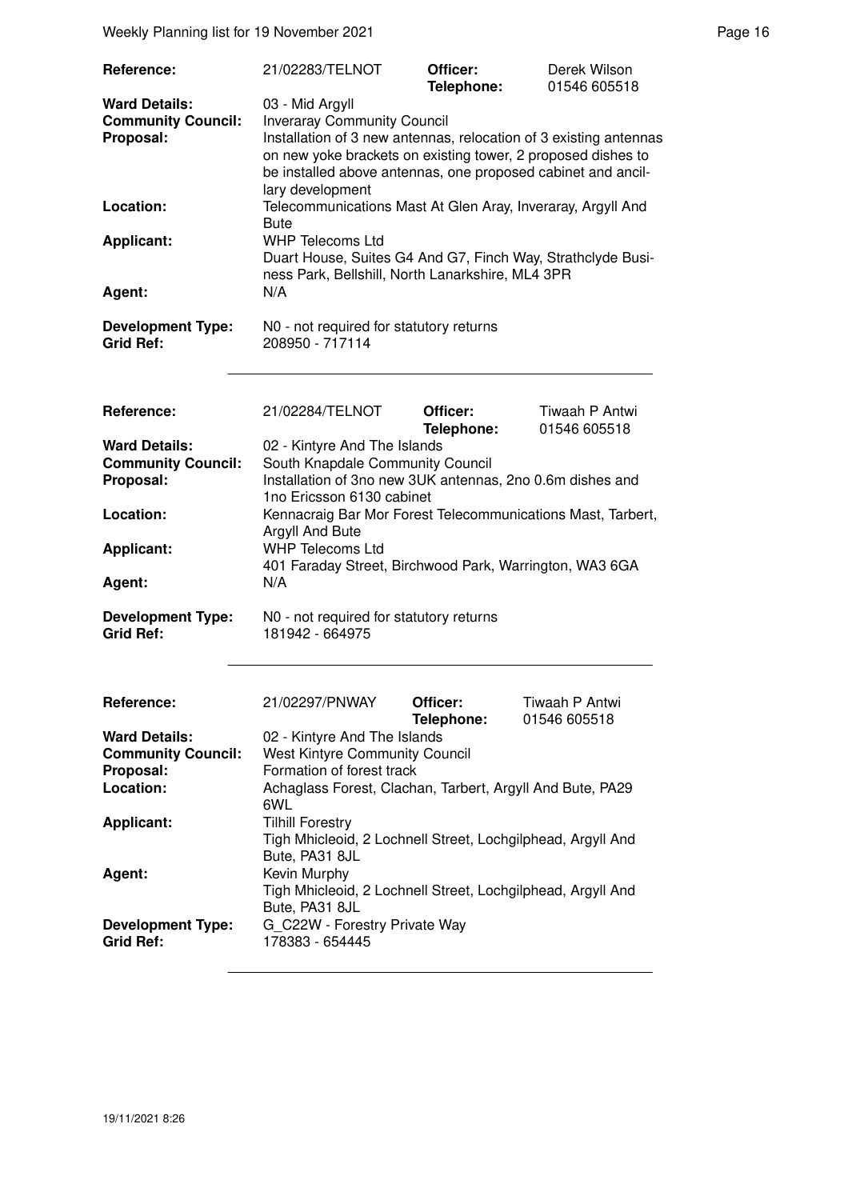| Reference: | 21/02283/TELNOT | Officer: Telephone: | Derek Wilson 01546 605518 |
|---|---|---|---|
| **Ward Details:** | 03 - Mid Argyll | | |
| **Community Council:** | Inveraray Community Council | | |
| **Proposal:** | Installation of 3 new antennas, relocation of 3 existing antennas on new yoke brackets on existing tower, 2 proposed dishes to be installed above antennas, one proposed cabinet and ancillary development | | |
| **Location:** | Telecommunications Mast At Glen Aray, Inveraray, Argyll And Bute | | |
| **Applicant:** | WHP Telecoms Ltd<br>Duart House, Suites G4 And G7, Finch Way, Strathclyde Business Park, Bellshill, North Lanarkshire, ML4 3PR | | |
| **Agent:** | N/A | | |
| **Development Type:** | N0 - not required for statutory returns | | |
| **Grid Ref:** | 208950 - 717114 | | |

| Reference: | 21/02284/TELNOT | Officer: Telephone: | Tiwaah P Antwi 01546 605518 |
|---|---|---|---|
| **Ward Details:** | 02 - Kintyre And The Islands | | |
| **Community Council:** | South Knapdale Community Council | | |
| **Proposal:** | Installation of 3no new 3UK antennas, 2no 0.6m dishes and 1no Ericsson 6130 cabinet | | |
| **Location:** | Kennacraig Bar Mor Forest Telecommunications Mast, Tarbert, Argyll And Bute | | |
| **Applicant:** | WHP Telecoms Ltd<br>401 Faraday Street, Birchwood Park, Warrington, WA3 6GA | | |
| **Agent:** | N/A | | |
| **Development Type:** | N0 - not required for statutory returns | | |
| **Grid Ref:** | 181942 - 664975 | | |

| Reference: | 21/02297/PNWAY | Officer: Telephone: | Tiwaah P Antwi 01546 605518 |
|---|---|---|---|
| **Ward Details:** | 02 - Kintyre And The Islands | | |
| **Community Council:** | West Kintyre Community Council | | |
| **Proposal:** | Formation of forest track | | |
| **Location:** | Achaglass Forest, Clachan, Tarbert, Argyll And Bute, PA29 6WL | | |
| **Applicant:** | Tilhill Forestry<br>Tigh Mhicleoid, 2 Lochnell Street, Lochgilphead, Argyll And Bute, PA31 8JL | | |
| **Agent:** | Kevin Murphy<br>Tigh Mhicleoid, 2 Lochnell Street, Lochgilphead, Argyll And Bute, PA31 8JL | | |
| **Development Type:** | G_C22W - Forestry Private Way | | |
| **Grid Ref:** | 178383 - 654445 | | |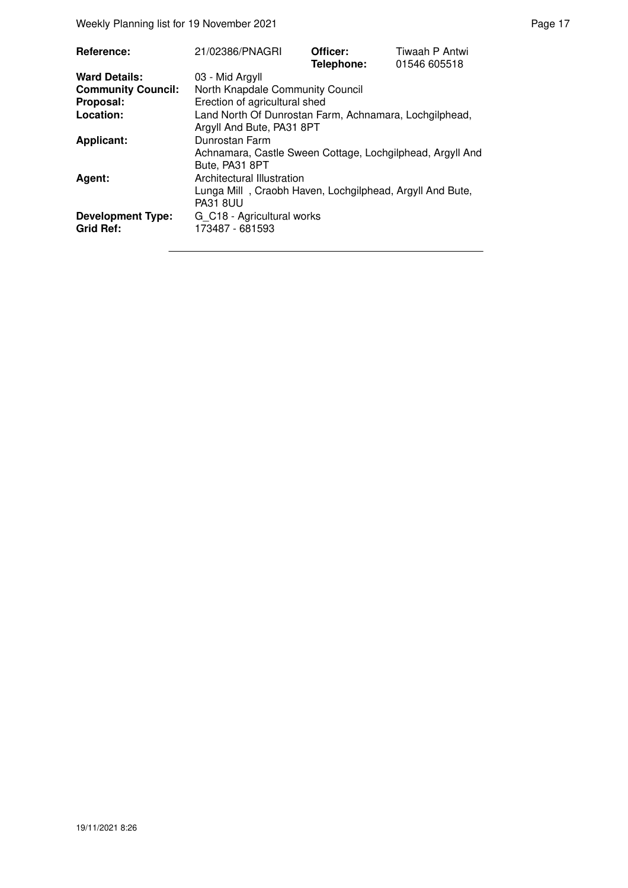| | | | |
|---|---|---|---|
| **Reference:** | 21/02386/PNAGRI | **Officer:** **Telephone:** | Tiwaah P Antwi 01546 605518 |
| **Ward Details:** | 03 - Mid Argyll | | |
| **Community Council:** | North Knapdale Community Council | | |
| **Proposal:** | Erection of agricultural shed | | |
| **Location:** | Land North Of Dunrostan Farm, Achnamara, Lochgilphead, Argyll And Bute, PA31 8PT | | |
| **Applicant:** | Dunrostan Farm Achnamara, Castle Sween Cottage, Lochgilphead, Argyll And Bute, PA31 8PT | | |
| **Agent:** | Architectural Illustration Lunga Mill , Craobh Haven, Lochgilphead, Argyll And Bute, PA31 8UU | | |
| **Development Type:** | G_C18 - Agricultural works | | |
| **Grid Ref:** | 173487 - 681593 | | |

19/11/2021 8:26